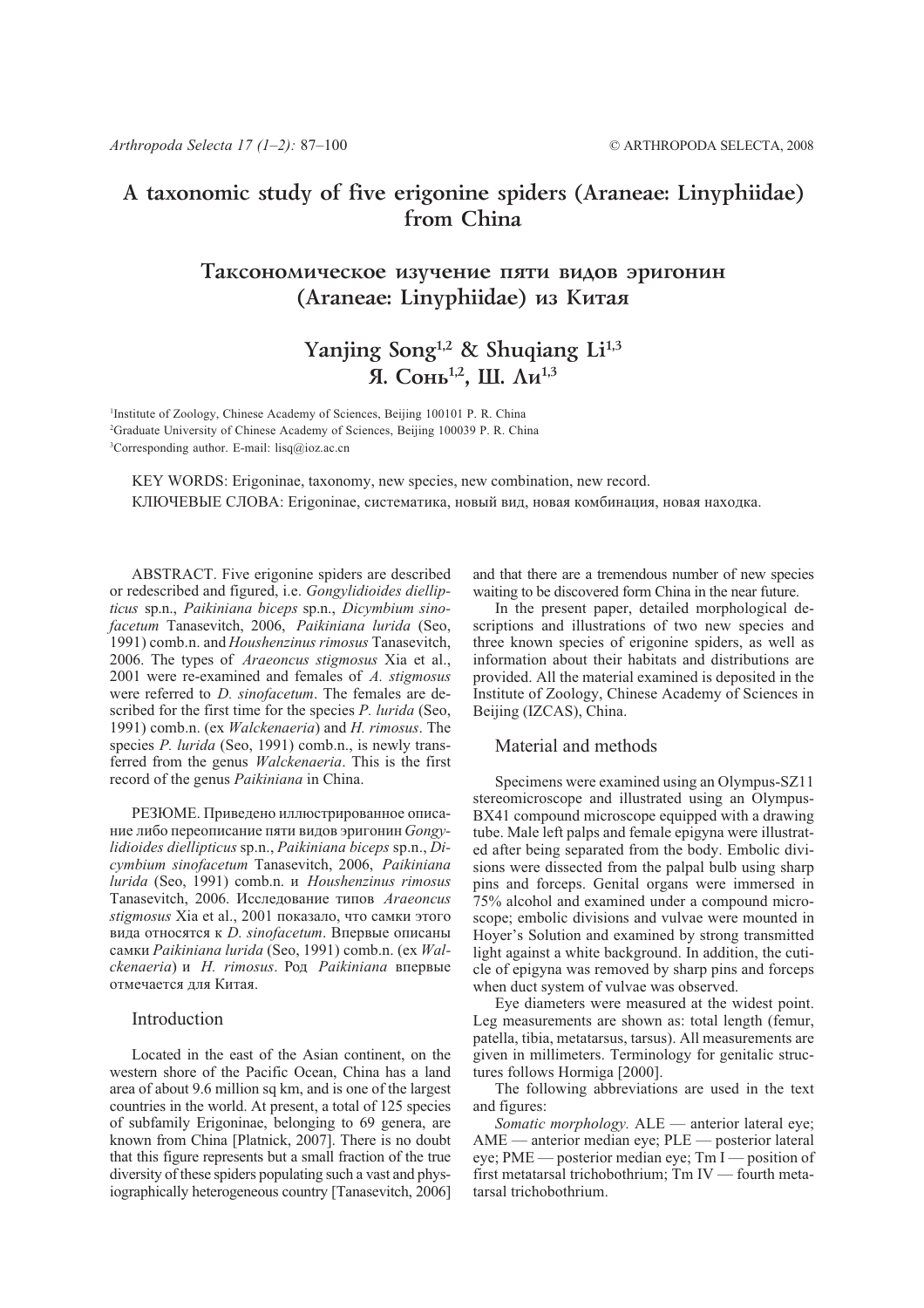# A taxonomic study of five erigonine spiders (Araneae: Linyphiidae) from China

# Таксономическое изучение пяти видов эригонин (Araneae: Linyphiidae) из Китая

## Yanjing Song[1,2] & Shuqiang Li[1,3]
## Я. Сонь[1,2], Ш. Ли[1,3]

[1]Institute of Zoology, Chinese Academy of Sciences, Beijing 100101 P. R. China
[2]Graduate University of Chinese Academy of Sciences, Beijing 100039 P. R. China
[3]Corresponding author. E-mail: lisq@ioz.ac.cn

KEY WORDS: Erigoninae, taxonomy, new species, new combination, new record.
КЛЮЧЕВЫЕ СЛОВА: Erigoninae, систематика, новый вид, новая комбинация, новая находка.

ABSTRACT. Five erigonine spiders are described or redescribed and figured, i.e. *Gongylidioides diellipticus* sp.n., *Paikiniana biceps* sp.n., *Dicymbium sinofacetum* Tanasevitch, 2006, *Paikiniana lurida* (Seo, 1991) comb.n. and *Houshenzinus rimosus* Tanasevitch, 2006. The types of *Araeoncus stigmosus* Xia et al., 2001 were re-examined and females of *A. stigmosus* were referred to *D. sinofacetum*. The females are described for the first time for the species *P. lurida* (Seo, 1991) comb.n. (ex *Walckenaeria*) and *H. rimosus*. The species *P. lurida* (Seo, 1991) comb.n., is newly transferred from the genus *Walckenaeria*. This is the first record of the genus *Paikiniana* in China.

РЕЗЮМЕ. Приведено иллюстрированное описание либо переописание пяти видов эригонин *Gongylidioides diellipticus* sp.n., *Paikiniana biceps* sp.n., *Dicymbium sinofacetum* Tanasevitch, 2006, *Paikiniana lurida* (Seo, 1991) comb.n. и *Houshenzinus rimosus* Tanasevitch, 2006. Исследование типов *Araeoncus stigmosus* Xia et al., 2001 показало, что самки этого вида относятся к *D. sinofacetum*. Впервые описаны самки *Paikiniana lurida* (Seo, 1991) comb.n. (ex *Walckenaeria*) и *H. rimosus*. Род *Paikiniana* впервые отмечается для Китая.

## Introduction

Located in the east of the Asian continent, on the western shore of the Pacific Ocean, China has a land area of about 9.6 million sq km, and is one of the largest countries in the world. At present, a total of 125 species of subfamily Erigoninae, belonging to 69 genera, are known from China [Platnick, 2007]. There is no doubt that this figure represents but a small fraction of the true diversity of these spiders populating such a vast and physiographically heterogeneous country [Tanasevitch, 2006] and that there are a tremendous number of new species waiting to be discovered form China in the near future.

In the present paper, detailed morphological descriptions and illustrations of two new species and three known species of erigonine spiders, as well as information about their habitats and distributions are provided. All the material examined is deposited in the Institute of Zoology, Chinese Academy of Sciences in Beijing (IZCAS), China.

## Material and methods

Specimens were examined using an Olympus-SZ11 stereomicroscope and illustrated using an Olympus-BX41 compound microscope equipped with a drawing tube. Male left palps and female epigyna were illustrated after being separated from the body. Embolic divisions were dissected from the palpal bulb using sharp pins and forceps. Genital organs were immersed in 75% alcohol and examined under a compound microscope; embolic divisions and vulvae were mounted in Hoyer's Solution and examined by strong transmitted light against a white background. In addition, the cuticle of epigyna was removed by sharp pins and forceps when duct system of vulvae was observed.

Eye diameters were measured at the widest point. Leg measurements are shown as: total length (femur, patella, tibia, metatarsus, tarsus). All measurements are given in millimeters. Terminology for genitalic structures follows Hormiga [2000].

The following abbreviations are used in the text and figures:

*Somatic morphology.* ALE — anterior lateral eye; AME — anterior median eye; PLE — posterior lateral eye; PME — posterior median eye; Tm I — position of first metatarsal trichobothrium; Tm IV — fourth metatarsal trichobothrium.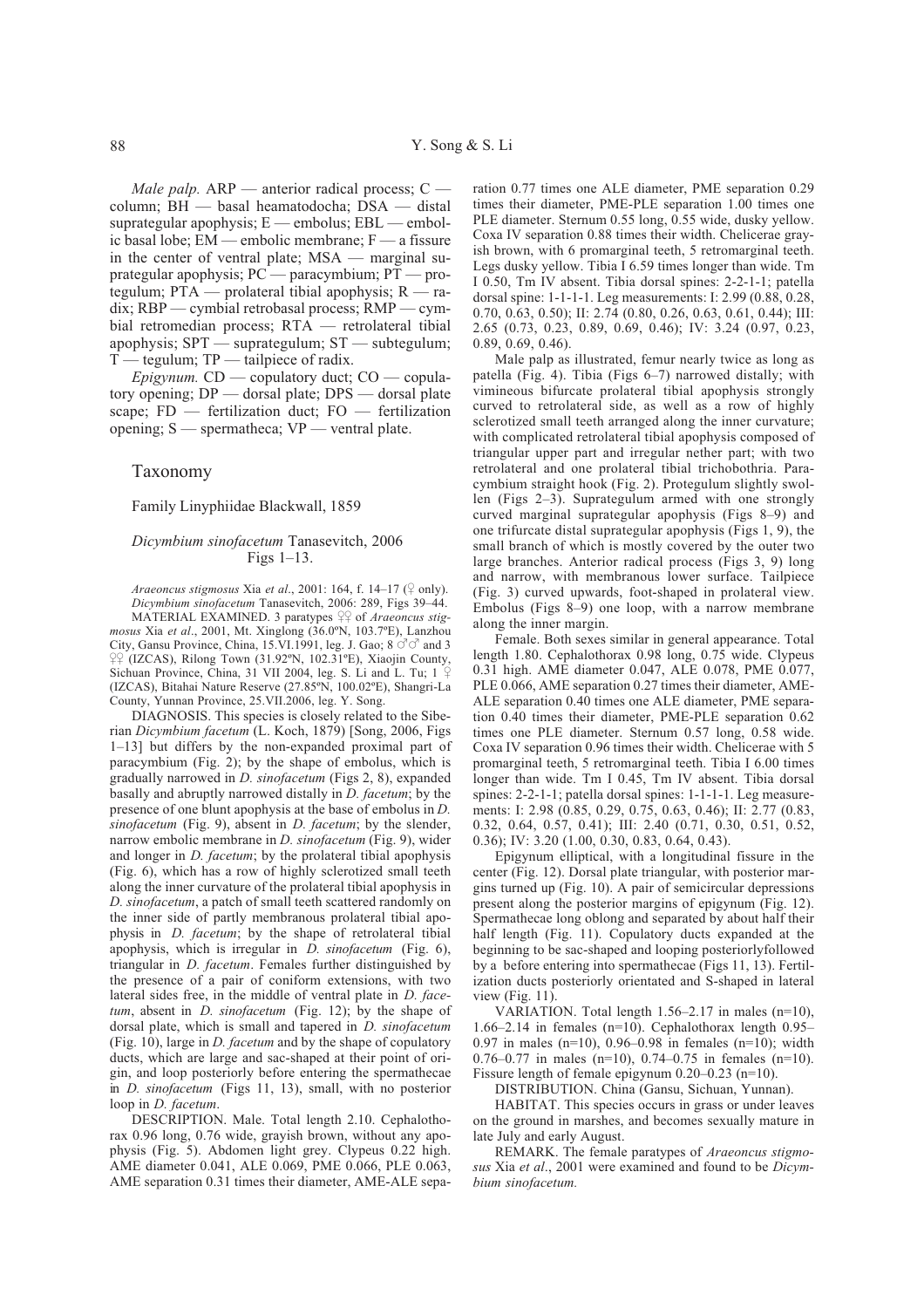*Male palp.* ARP — anterior radical process; C — column; BH — basal heamatodocha; DSA — distal suprategular apophysis; E — embolus; EBL — embolic basal lobe; EM — embolic membrane; F — a fissure in the center of ventral plate; MSA — marginal suprategular apophysis; PC — paracymbium; PT — protegulum; PTA — prolateral tibial apophysis; R — radix; RBP — cymbial retrobasal process; RMP — cymbial retromedian process; RTA — retrolateral tibial apophysis; SPT — suprategulum; ST — subtegulum; T — tegulum; TP — tailpiece of radix.

*Epigynum.* CD — copulatory duct; CO — copulatory opening; DP — dorsal plate; DPS — dorsal plate scape; FD — fertilization duct; FO — fertilization opening; S — spermatheca; VP — ventral plate.

## Taxonomy

### Family Linyphiidae Blackwall, 1859

### *Dicymbium sinofacetum* Tanasevitch, 2006
Figs 1–13.

*Araeoncus stigmosus* Xia *et al*., 2001: 164, f. 14–17 (♀ only).
*Dicymbium sinofacetum* Tanasevitch, 2006: 289, Figs 39–44.

MATERIAL EXAMINED. 3 paratypes ♀♀ of *Araeoncus stigmosus* Xia *et al*., 2001, Mt. Xinglong (36.0ºN, 103.7ºE), Lanzhou City, Gansu Province, China, 15.VI.1991, leg. J. Gao; 8 ♂♂ and 3 ♀♀ (IZCAS), Rilong Town (31.92ºN, 102.31ºE), Xiaojin County, Sichuan Province, China, 31 VII 2004, leg. S. Li and L. Tu; 1 ♀ (IZCAS), Bitahai Nature Reserve (27.85ºN, 100.02ºE), Shangri-La County, Yunnan Province, 25.VII.2006, leg. Y. Song.

DIAGNOSIS. This species is closely related to the Siberian *Dicymbium facetum* (L. Koch, 1879) [Song, 2006, Figs 1–13] but differs by the non-expanded proximal part of paracymbium (Fig. 2); by the shape of embolus, which is gradually narrowed in *D. sinofacetum* (Figs 2, 8), expanded basally and abruptly narrowed distally in *D. facetum*; by the presence of one blunt apophysis at the base of embolus in *D. sinofacetum* (Fig. 9), absent in *D. facetum*; by the slender, narrow embolic membrane in *D. sinofacetum* (Fig. 9), wider and longer in *D. facetum*; by the prolateral tibial apophysis (Fig. 6), which has a row of highly sclerotized small teeth along the inner curvature of the prolateral tibial apophysis in *D. sinofacetum*, a patch of small teeth scattered randomly on the inner side of partly membranous prolateral tibial apophysis in *D. facetum*; by the shape of retrolateral tibial apophysis, which is irregular in *D. sinofacetum* (Fig. 6), triangular in *D. facetum*. Females further distinguished by the presence of a pair of coniform extensions, with two lateral sides free, in the middle of ventral plate in *D. facetum*, absent in *D. sinofacetum* (Fig. 12); by the shape of dorsal plate, which is small and tapered in *D. sinofacetum* (Fig. 10), large in *D. facetum* and by the shape of copulatory ducts, which are large and sac-shaped at their point of origin, and loop posteriorly before entering the spermathecae in *D. sinofacetum* (Figs 11, 13), small, with no posterior loop in *D. facetum*.

DESCRIPTION. Male. Total length 2.10. Cephalothorax 0.96 long, 0.76 wide, grayish brown, without any apophysis (Fig. 5). Abdomen light grey. Clypeus 0.22 high. AME diameter 0.041, ALE 0.069, PME 0.066, PLE 0.063, AME separation 0.31 times their diameter, AME-ALE separation 0.77 times one ALE diameter, PME separation 0.29 times their diameter, PME-PLE separation 1.00 times one PLE diameter. Sternum 0.55 long, 0.55 wide, dusky yellow. Coxa IV separation 0.88 times their width. Chelicerae grayish brown, with 6 promarginal teeth, 5 retromarginal teeth. Legs dusky yellow. Tibia I 6.59 times longer than wide. Tm I 0.50, Tm IV absent. Tibia dorsal spines: 2-2-1-1; patella dorsal spine: 1-1-1-1. Leg measurements: I: 2.99 (0.88, 0.28, 0.70, 0.63, 0.50); II: 2.74 (0.80, 0.26, 0.63, 0.61, 0.44); III: 2.65 (0.73, 0.23, 0.89, 0.69, 0.46); IV: 3.24 (0.97, 0.23, 0.89, 0.69, 0.46).

Male palp as illustrated, femur nearly twice as long as patella (Fig. 4). Tibia (Figs 6–7) narrowed distally; with vimineous bifurcate prolateral tibial apophysis strongly curved to retrolateral side, as well as a row of highly sclerotized small teeth arranged along the inner curvature; with complicated retrolateral tibial apophysis composed of triangular upper part and irregular nether part; with two retrolateral and one prolateral tibial trichobothria. Paracymbium straight hook (Fig. 2). Protegulum slightly swollen (Figs 2–3). Suprategulum armed with one strongly curved marginal suprategular apophysis (Figs 8–9) and one trifurcate distal suprategular apophysis (Figs 1, 9), the small branch of which is mostly covered by the outer two large branches. Anterior radical process (Figs 3, 9) long and narrow, with membranous lower surface. Tailpiece (Fig. 3) curved upwards, foot-shaped in prolateral view. Embolus (Figs 8–9) one loop, with a narrow membrane along the inner margin.

Female. Both sexes similar in general appearance. Total length 1.80. Cephalothorax 0.98 long, 0.75 wide. Clypeus 0.31 high. AME diameter 0.047, ALE 0.078, PME 0.077, PLE 0.066, AME separation 0.27 times their diameter, AME-ALE separation 0.40 times one ALE diameter, PME separation 0.40 times their diameter, PME-PLE separation 0.62 times one PLE diameter. Sternum 0.57 long, 0.58 wide. Coxa IV separation 0.96 times their width. Chelicerae with 5 promarginal teeth, 5 retromarginal teeth. Tibia I 6.00 times longer than wide. Tm I 0.45, Tm IV absent. Tibia dorsal spines: 2-2-1-1; patella dorsal spines: 1-1-1-1. Leg measurements: I: 2.98 (0.85, 0.29, 0.75, 0.63, 0.46); II: 2.77 (0.83, 0.32, 0.64, 0.57, 0.41); III: 2.40 (0.71, 0.30, 0.51, 0.52, 0.36); IV: 3.20 (1.00, 0.30, 0.83, 0.64, 0.43).

Epigynum elliptical, with a longitudinal fissure in the center (Fig. 12). Dorsal plate triangular, with posterior margins turned up (Fig. 10). A pair of semicircular depressions present along the posterior margins of epigynum (Fig. 12). Spermathecae long oblong and separated by about half their half length (Fig. 11). Copulatory ducts expanded at the beginning to be sac-shaped and looping posteriorlyfollowed by a before entering into spermathecae (Figs 11, 13). Fertilization ducts posteriorly orientated and S-shaped in lateral view (Fig. 11).

VARIATION. Total length 1.56–2.17 in males (n=10), 1.66–2.14 in females (n=10). Cephalothorax length 0.95–0.97 in males (n=10), 0.96–0.98 in females (n=10); width 0.76–0.77 in males (n=10), 0.74–0.75 in females (n=10). Fissure length of female epigynum 0.20–0.23 (n=10).

DISTRIBUTION. China (Gansu, Sichuan, Yunnan).

HABITAT. This species occurs in grass or under leaves on the ground in marshes, and becomes sexually mature in late July and early August.

REMARK. The female paratypes of *Araeoncus stigmosus* Xia *et al*., 2001 were examined and found to be *Dicymbium sinofacetum*.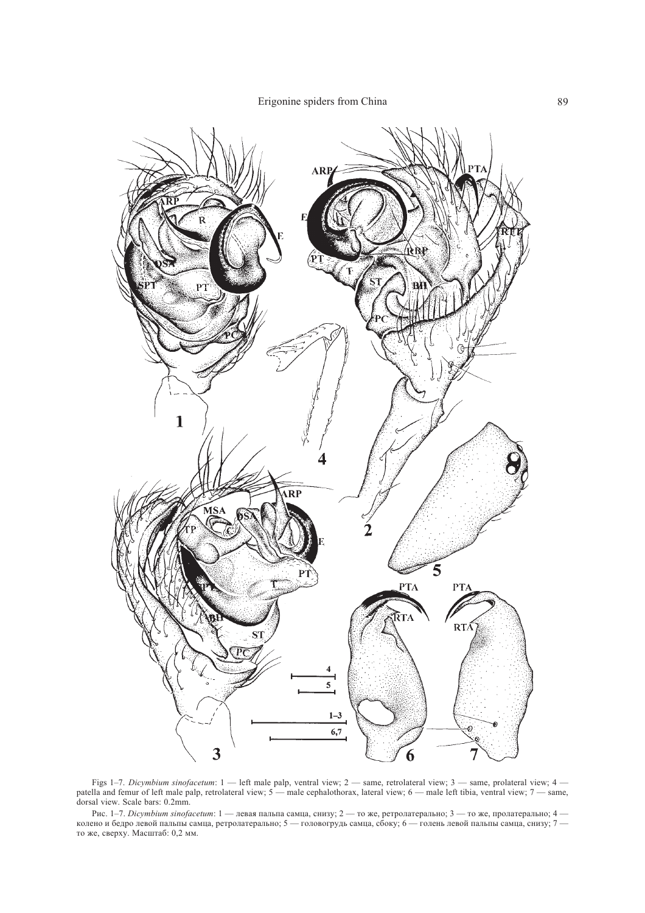Figs 1–7. *Dicymbium sinofacetum*: 1 — left male palp, ventral view; 2 — same, retrolateral view; 3 — same, prolateral view; 4 — patella and femur of left male palp, retrolateral view; 5 — male cephalothorax, lateral view; 6 — male left tibia, ventral view; 7 — same, dorsal view. Scale bars: 0.2mm.

Рис. 1–7. *Dicymbium sinofacetum*: 1 — левая пальпа самца, снизу; 2 — то же, ретролатерально; 3 — то же, пролатерально; 4 — колено и бедро левой пальпы самца, ретролатерально; 5 — головогрудь самца, сбоку; 6 — голень левой пальпы самца, снизу; 7 — то же, сверху. Масштаб: 0,2 мм.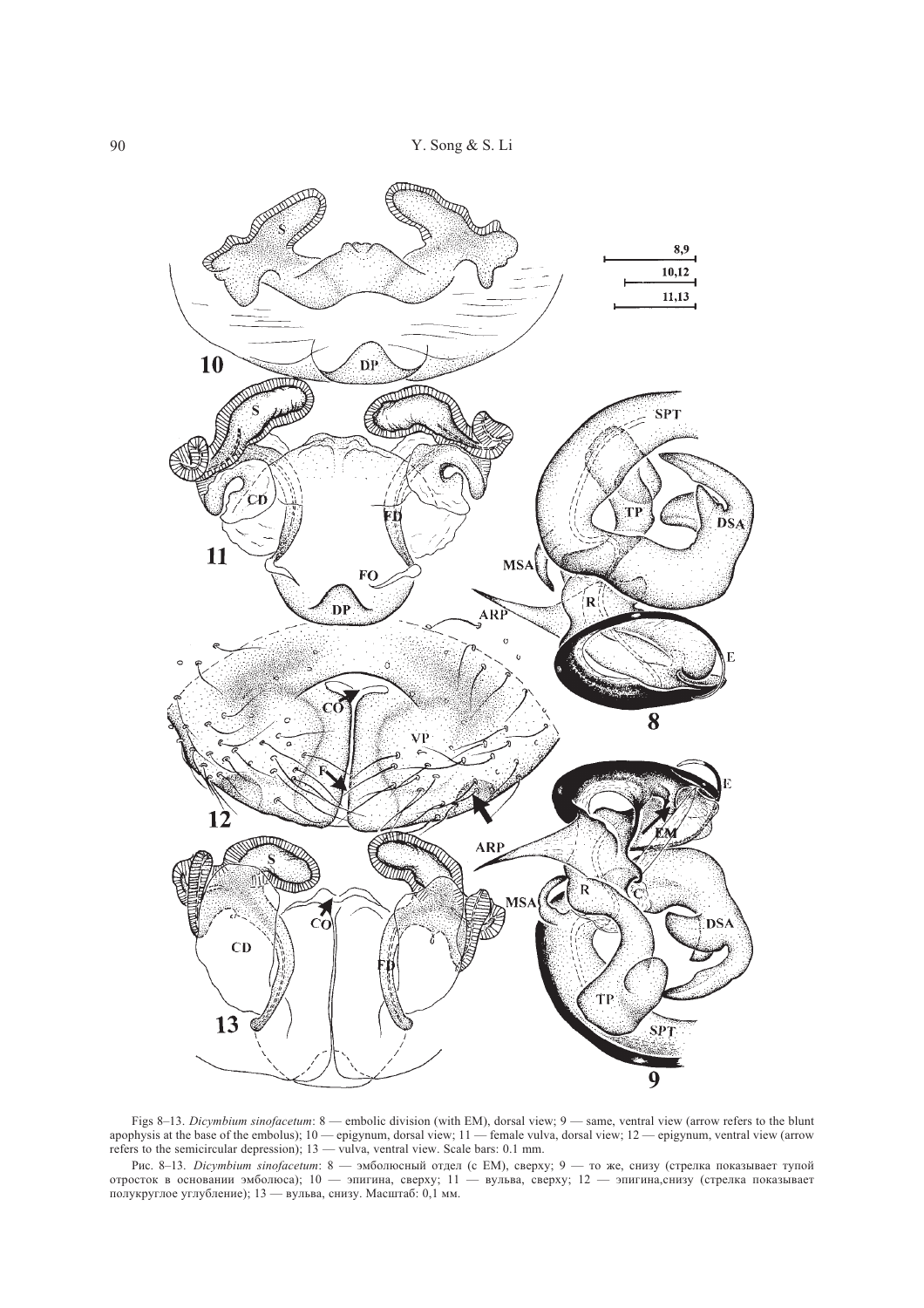Figs 8–13. *Dicymbium sinofacetum*: 8 — embolic division (with EM), dorsal view; 9 — same, ventral view (arrow refers to the blunt apophysis at the base of the embolus); 10 — epigynum, dorsal view; 11 — female vulva, dorsal view; 12 — epigynum, ventral view (arrow refers to the semicircular depression); 13 — vulva, ventral view. Scale bars: 0.1 mm.

Рис. 8–13. *Dicymbium sinofacetum*: 8 — эмболюсный отдел (с EM), сверху; 9 — то же, снизу (стрелка показывает тупой отросток в основании эмболюса); 10 — эпигина, сверху; 11 — вульва, сверху; 12 — эпигина,снизу (стрелка показывает полукруглое углубление); 13 — вульва, снизу. Масштаб: 0,1 мм.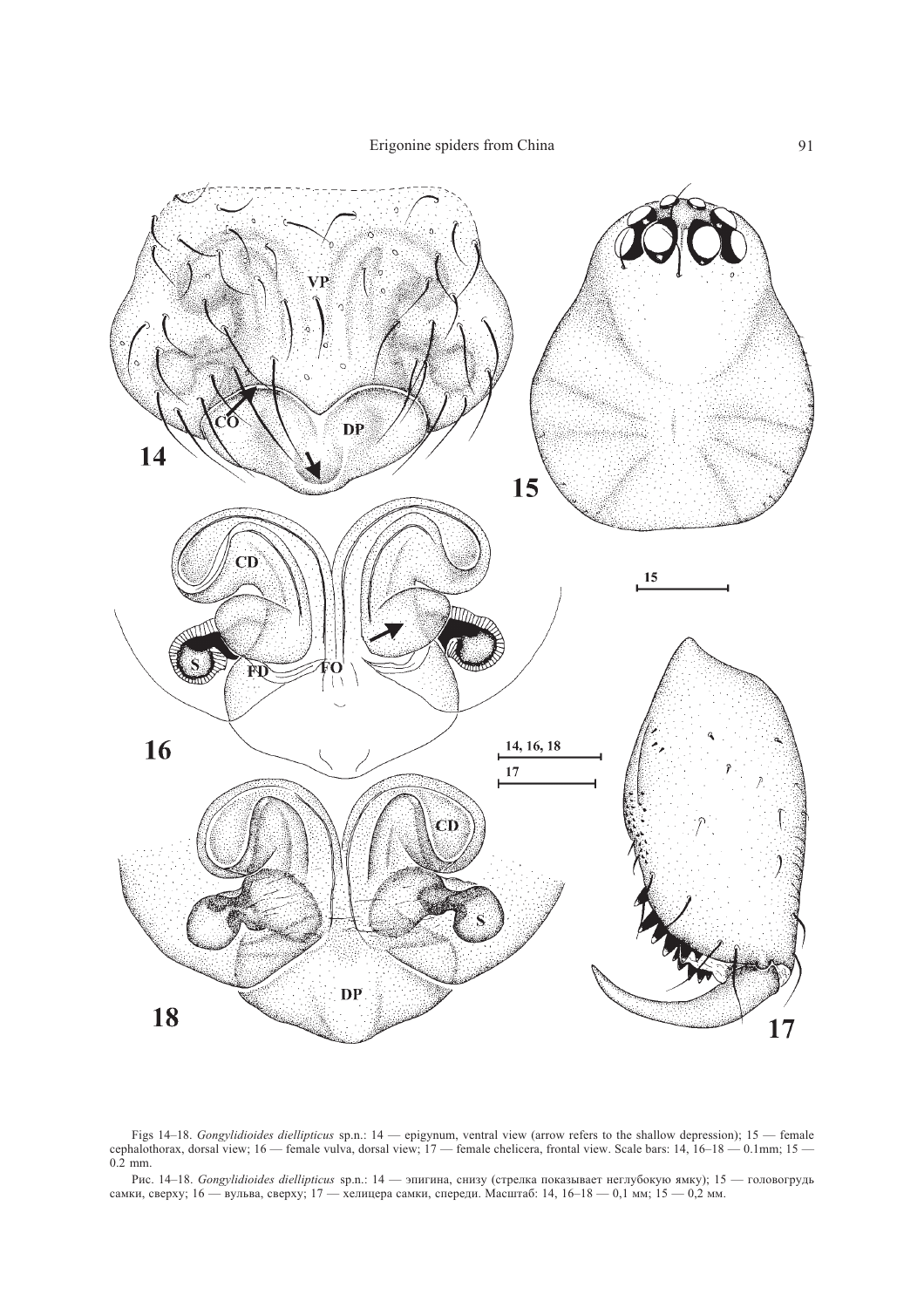Figs 14–18. *Gongylidioides diellipticus* sp.n.: 14 — epigynum, ventral view (arrow refers to the shallow depression); 15 — female cephalothorax, dorsal view; 16 — female vulva, dorsal view; 17 — female chelicera, frontal view. Scale bars: 14, 16–18 — 0.1mm; 15 — 0.2 mm.

Рис. 14–18. *Gongylidioides diellipticus* sp.n.: 14 — эпигина, снизу (стрелка показывает неглубокую ямку); 15 — головогрудь самки, сверху; 16 — вульва, сверху; 17 — хелицера самки, спереди. Масштаб: 14, 16–18 — 0,1 мм; 15 — 0,2 мм.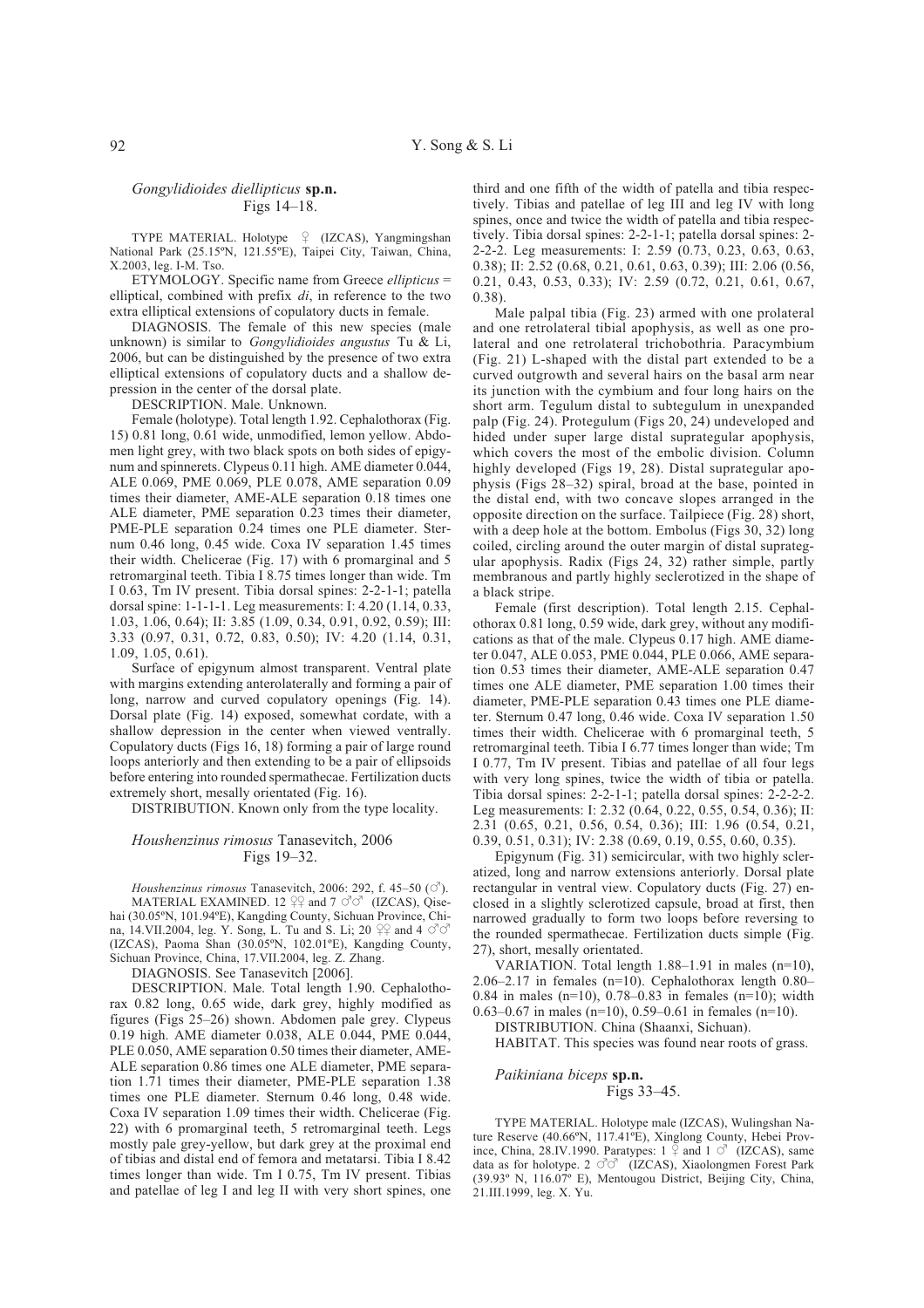### *Gongylidioides diellipticus* **sp.n.**
Figs 14–18.

TYPE MATERIAL. Holotype ♀ (IZCAS), Yangmingshan National Park (25.15ºN, 121.55ºE), Taipei City, Taiwan, China, X.2003, leg. I-M. Tso.

ETYMOLOGY. Specific name from Greece *ellipticus* = elliptical, combined with prefix *di*, in reference to the two extra elliptical extensions of copulatory ducts in female.

DIAGNOSIS. The female of this new species (male unknown) is similar to *Gongylidioides angustus* Tu & Li, 2006, but can be distinguished by the presence of two extra elliptical extensions of copulatory ducts and a shallow depression in the center of the dorsal plate.

DESCRIPTION. Male. Unknown.

Female (holotype). Total length 1.92. Cephalothorax (Fig. 15) 0.81 long, 0.61 wide, unmodified, lemon yellow. Abdomen light grey, with two black spots on both sides of epigynum and spinnerets. Clypeus 0.11 high. AME diameter 0.044, ALE 0.069, PME 0.069, PLE 0.078, AME separation 0.09 times their diameter, AME-ALE separation 0.18 times one ALE diameter, PME separation 0.23 times their diameter, PME-PLE separation 0.24 times one PLE diameter. Sternum 0.46 long, 0.45 wide. Coxa IV separation 1.45 times their width. Chelicerae (Fig. 17) with 6 promarginal and 5 retromarginal teeth. Tibia I 8.75 times longer than wide. Tm I 0.63, Tm IV present. Tibia dorsal spines: 2-2-1-1; patella dorsal spine: 1-1-1-1. Leg measurements: I: 4.20 (1.14, 0.33, 1.03, 1.06, 0.64); II: 3.85 (1.09, 0.34, 0.91, 0.92, 0.59); III: 3.33 (0.97, 0.31, 0.72, 0.83, 0.50); IV: 4.20 (1.14, 0.31, 1.09, 1.05, 0.61).

Surface of epigynum almost transparent. Ventral plate with margins extending anterolaterally and forming a pair of long, narrow and curved copulatory openings (Fig. 14). Dorsal plate (Fig. 14) exposed, somewhat cordate, with a shallow depression in the center when viewed ventrally. Copulatory ducts (Figs 16, 18) forming a pair of large round loops anteriorly and then extending to be a pair of ellipsoids before entering into rounded spermathecae. Fertilization ducts extremely short, mesally orientated (Fig. 16).

DISTRIBUTION. Known only from the type locality.

### *Houshenzinus rimosus* Tanasevitch, 2006
Figs 19–32.

*Houshenzinus rimosus* Tanasevitch, 2006: 292, f. 45–50 (♂).

MATERIAL EXAMINED. 12 ♀♀ and 7 ♂♂ (IZCAS), Qisehai (30.05ºN, 101.94ºE), Kangding County, Sichuan Province, China, 14.VII.2004, leg. Y. Song, L. Tu and S. Li; 20 ♀♀ and 4 ♂♂ (IZCAS), Paoma Shan (30.05ºN, 102.01ºE), Kangding County, Sichuan Province, China, 17.VII.2004, leg. Z. Zhang.

DIAGNOSIS. See Tanasevitch [2006].

DESCRIPTION. Male. Total length 1.90. Cephalothorax 0.82 long, 0.65 wide, dark grey, highly modified as figures (Figs 25–26) shown. Abdomen pale grey. Clypeus 0.19 high. AME diameter 0.038, ALE 0.044, PME 0.044, PLE 0.050, AME separation 0.50 times their diameter, AME-ALE separation 0.86 times one ALE diameter, PME separation 1.71 times their diameter, PME-PLE separation 1.38 times one PLE diameter. Sternum 0.46 long, 0.48 wide. Coxa IV separation 1.09 times their width. Chelicerae (Fig. 22) with 6 promarginal teeth, 5 retromarginal teeth. Legs mostly pale grey-yellow, but dark grey at the proximal end of tibias and distal end of femora and metatarsi. Tibia I 8.42 times longer than wide. Tm I 0.75, Tm IV present. Tibias and patellae of leg I and leg II with very short spines, one third and one fifth of the width of patella and tibia respectively. Tibias and patellae of leg III and leg IV with long spines, once and twice the width of patella and tibia respectively. Tibia dorsal spines: 2-2-1-1; patella dorsal spines: 2-2-2-2. Leg measurements: I: 2.59 (0.73, 0.23, 0.63, 0.63, 0.38); II: 2.52 (0.68, 0.21, 0.61, 0.63, 0.39); III: 2.06 (0.56, 0.21, 0.43, 0.53, 0.33); IV: 2.59 (0.72, 0.21, 0.61, 0.67, 0.38).

Male palpal tibia (Fig. 23) armed with one prolateral and one retrolateral tibial apophysis, as well as one prolateral and one retrolateral trichobothria. Paracymbium (Fig. 21) L-shaped with the distal part extended to be a curved outgrowth and several hairs on the basal arm near its junction with the cymbium and four long hairs on the short arm. Tegulum distal to subtegulum in unexpanded palp (Fig. 24). Protegulum (Figs 20, 24) undeveloped and hided under super large distal suprategular apophysis, which covers the most of the embolic division. Column highly developed (Figs 19, 28). Distal suprategular apophysis (Figs 28–32) spiral, broad at the base, pointed in the distal end, with two concave slopes arranged in the opposite direction on the surface. Tailpiece (Fig. 28) short, with a deep hole at the bottom. Embolus (Figs 30, 32) long coiled, circling around the outer margin of distal suprategular apophysis. Radix (Figs 24, 32) rather simple, partly membranous and partly highly seclerotized in the shape of a black stripe.

Female (first description). Total length 2.15. Cephalothorax 0.81 long, 0.59 wide, dark grey, without any modifications as that of the male. Clypeus 0.17 high. AME diameter 0.047, ALE 0.053, PME 0.044, PLE 0.066, AME separation 0.53 times their diameter, AME-ALE separation 0.47 times one ALE diameter, PME separation 1.00 times their diameter, PME-PLE separation 0.43 times one PLE diameter. Sternum 0.47 long, 0.46 wide. Coxa IV separation 1.50 times their width. Chelicerae with 6 promarginal teeth, 5 retromarginal teeth. Tibia I 6.77 times longer than wide; Tm I 0.77, Tm IV present. Tibias and patellae of all four legs with very long spines, twice the width of tibia or patella. Tibia dorsal spines: 2-2-1-1; patella dorsal spines: 2-2-2-2. Leg measurements: I: 2.32 (0.64, 0.22, 0.55, 0.54, 0.36); II: 2.31 (0.65, 0.21, 0.56, 0.54, 0.36); III: 1.96 (0.54, 0.21, 0.39, 0.51, 0.31); IV: 2.38 (0.69, 0.19, 0.55, 0.60, 0.35).

Epigynum (Fig. 31) semicircular, with two highly scleratized, long and narrow extensions anteriorly. Dorsal plate rectangular in ventral view. Copulatory ducts (Fig. 27) enclosed in a slightly sclerotized capsule, broad at first, then narrowed gradually to form two loops before reversing to the rounded spermathecae. Fertilization ducts simple (Fig. 27), short, mesally orientated.

VARIATION. Total length 1.88–1.91 in males (n=10), 2.06–2.17 in females (n=10). Cephalothorax length 0.80–0.84 in males (n=10), 0.78–0.83 in females (n=10); width 0.63–0.67 in males (n=10), 0.59–0.61 in females (n=10).

DISTRIBUTION. China (Shaanxi, Sichuan).

HABITAT. This species was found near roots of grass.

### *Paikiniana biceps* **sp.n.**
Figs 33–45.

TYPE MATERIAL. Holotype male (IZCAS), Wulingshan Nature Reserve (40.66ºN, 117.41ºE), Xinglong County, Hebei Province, China, 28.IV.1990. Paratypes: 1 ♀ and 1 ♂ (IZCAS), same data as for holotype. 2 ♂♂ (IZCAS), Xiaolongmen Forest Park (39.93º N, 116.07º E), Mentougou District, Beijing City, China, 21.III.1999, leg. X. Yu.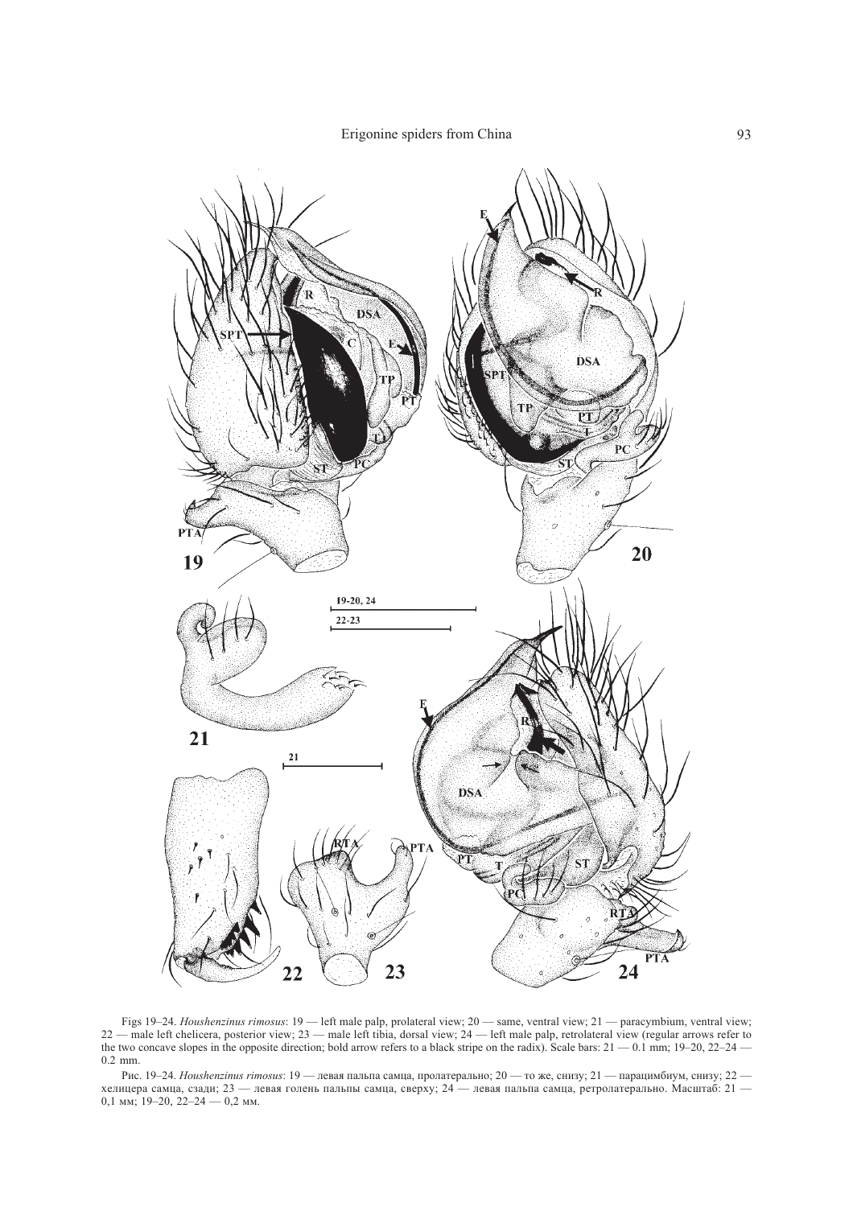Figs 19–24. *Houshenzinus rimosus*: 19 — left male palp, prolateral view; 20 — same, ventral view; 21 — paracymbium, ventral view; 22 — male left chelicera, posterior view; 23 — male left tibia, dorsal view; 24 — left male palp, retrolateral view (regular arrows refer to the two concave slopes in the opposite direction; bold arrow refers to a black stripe on the radix). Scale bars: 21 — 0.1 mm; 19–20, 22–24 — 0.2 mm.

Рис. 19–24. *Houshenzinus rimosus*: 19 — левая пальпа самца, пролатерально; 20 — то же, снизу; 21 — парацимбиум, снизу; 22 — хелицера самца, сзади; 23 — левая голень пальпы самца, сверху; 24 — левая пальпа самца, ретролатерально. Масштаб: 21 — 0,1 мм; 19–20, 22–24 — 0,2 мм.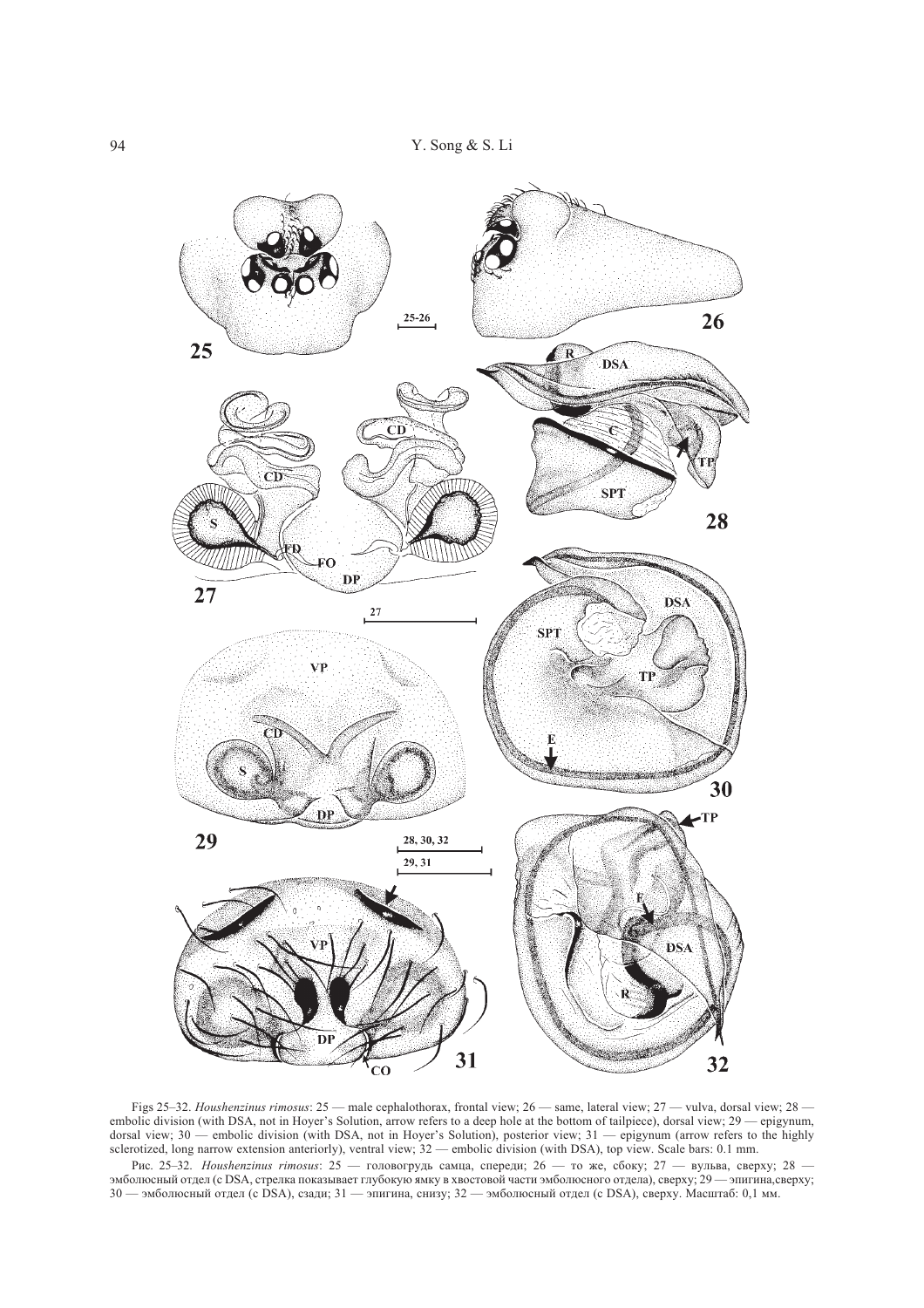Figs 25–32. *Houshenzinus rimosus*: 25 — male cephalothorax, frontal view; 26 — same, lateral view; 27 — vulva, dorsal view; 28 — embolic division (with DSA, not in Hoyer's Solution, arrow refers to a deep hole at the bottom of tailpiece), dorsal view; 29 — epigynum, dorsal view; 30 — embolic division (with DSA, not in Hoyer's Solution), posterior view; 31 — epigynum (arrow refers to the highly sclerotized, long narrow extension anteriorly), ventral view; 32 — embolic division (with DSA), top view. Scale bars: 0.1 mm.

Рис. 25–32. *Houshenzinus rimosus*: 25 — головогрудь самца, спереди; 26 — то же, сбоку; 27 — вульва, сверху; 28 — эмболюсный отдел (с DSA, стрелка показывает глубокую ямку в хвостовой части эмболюсного отдела), сверху; 29 — эпигина, сверху; 30 — эмболюсный отдел (с DSA), сзади; 31 — эпигина, снизу; 32 — эмболюсный отдел (с DSA), сверху. Масштаб: 0,1 мм.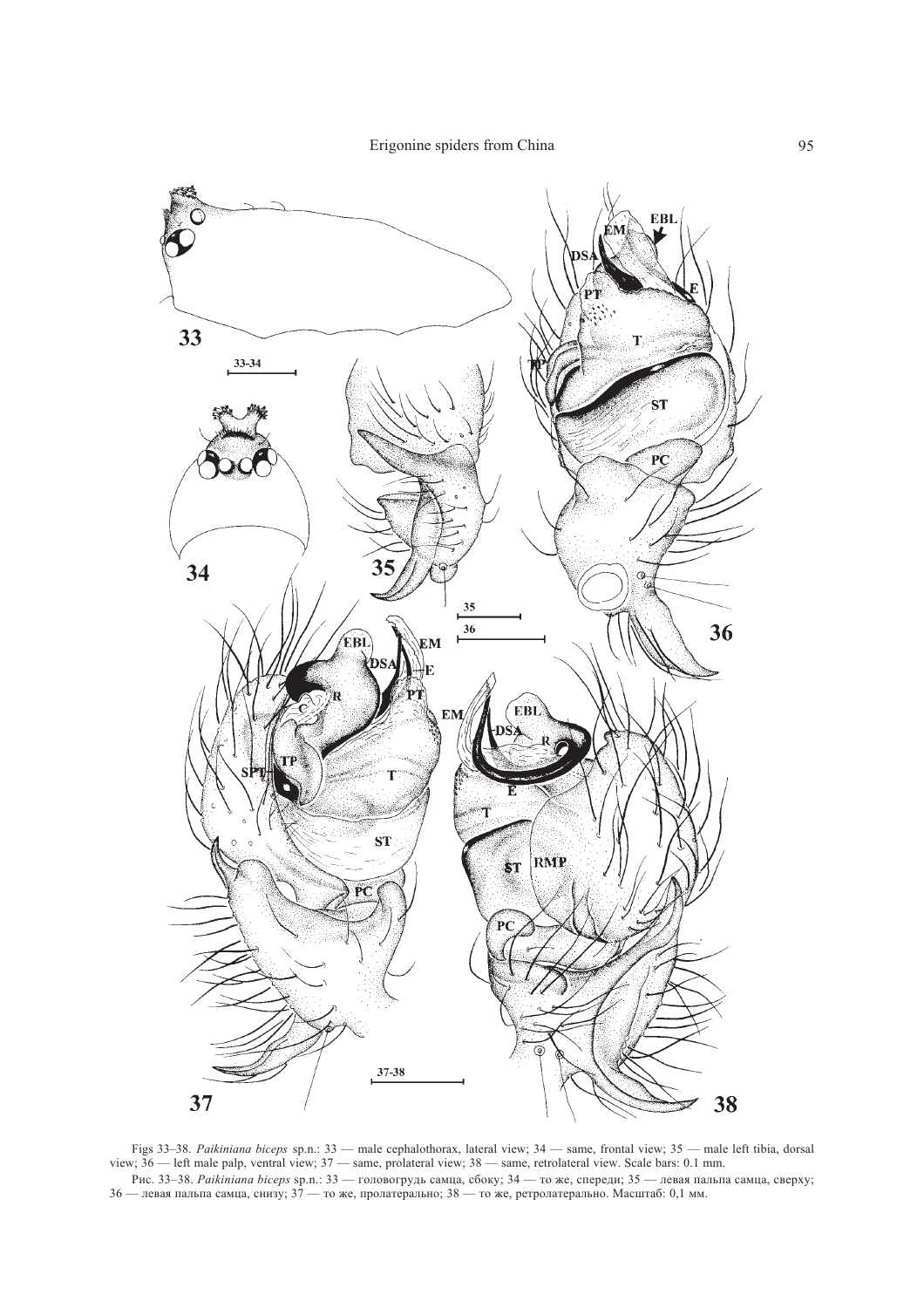Figs 33–38. *Paikiniana biceps* sp.n.: 33 — male cephalothorax, lateral view; 34 — same, frontal view; 35 — male left tibia, dorsal view; 36 — left male palp, ventral view; 37 — same, prolateral view; 38 — same, retrolateral view. Scale bars: 0.1 mm.

Рис. 33–38. *Paikiniana biceps* sp.n.: 33 — головогрудь самца, сбоку; 34 — то же, спереди; 35 — левая пальпа самца, сверху; 36 — левая пальпа самца, снизу; 37 — то же, пролатерально; 38 — то же, ретролатерально. Масштаб: 0,1 мм.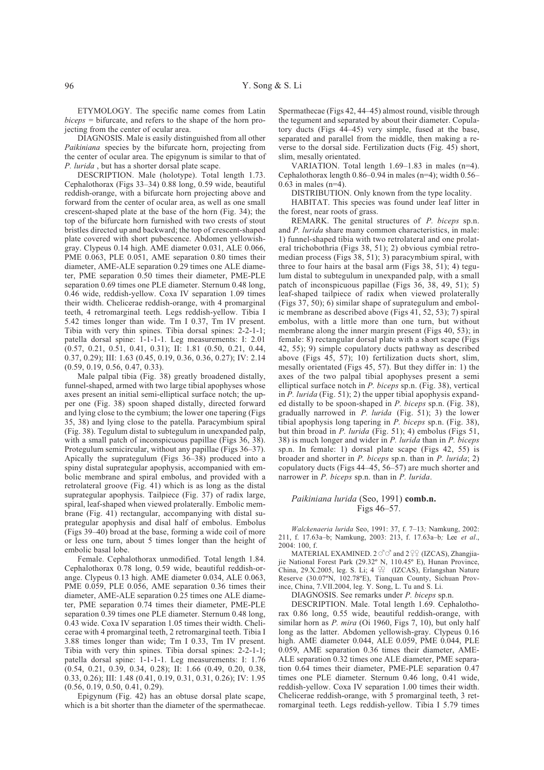ETYMOLOGY. The specific name comes from Latin *biceps* = bifurcate, and refers to the shape of the horn projecting from the center of ocular area.

DIAGNOSIS. Male is easily distinguished from all other *Paikiniana* species by the bifurcate horn, projecting from the center of ocular area. The epigynum is similar to that of *P. lurida* , but has a shorter dorsal plate scape.

DESCRIPTION. Male (holotype). Total length 1.73. Cephalothorax (Figs 33–34) 0.88 long, 0.59 wide, beautiful reddish-orange, with a bifurcate horn projecting above and forward from the center of ocular area, as well as one small crescent-shaped plate at the base of the horn (Fig. 34); the top of the bifurcate horn furnished with two crests of stout bristles directed up and backward; the top of crescent-shaped plate covered with short pubescence. Abdomen yellowish-gray. Clypeus 0.14 high. AME diameter 0.031, ALE 0.066, PME 0.063, PLE 0.051, AME separation 0.80 times their diameter, AME-ALE separation 0.29 times one ALE diameter, PME separation 0.50 times their diameter, PME-PLE separation 0.69 times one PLE diameter. Sternum 0.48 long, 0.46 wide, reddish-yellow. Coxa IV separation 1.09 times their width. Chelicerae reddish-orange, with 4 promarginal teeth, 4 retromarginal teeth. Legs reddish-yellow. Tibia I 5.42 times longer than wide. Tm I 0.37, Tm IV present. Tibia with very thin spines. Tibia dorsal spines: 2-2-1-1; patella dorsal spine: 1-1-1-1. Leg measurements: I: 2.01 (0.57, 0.21, 0.51, 0.41, 0.31); II: 1.81 (0.50, 0.21, 0.44, 0.37, 0.29); III: 1.63 (0.45, 0.19, 0.36, 0.36, 0.27); IV: 2.14 (0.59, 0.19, 0.56, 0.47, 0.33).

Male palpal tibia (Fig. 38) greatly broadened distally, funnel-shaped, armed with two large tibial apophyses whose axes present an initial semi-elliptical surface notch; the upper one (Fig. 38) spoon shaped distally, directed forward and lying close to the cymbium; the lower one tapering (Figs 35, 38) and lying close to the patella. Paracymbium spiral (Fig. 38). Tegulum distal to subtegulum in unexpanded palp, with a small patch of inconspicuous papillae (Figs 36, 38). Protegulum semicircular, without any papillae (Figs 36–37). Apically the suprategulum (Figs 36–38) produced into a spiny distal suprategular apophysis, accompanied with embolic membrane and spiral embolus, and provided with a retrolateral groove (Fig. 41) which is as long as the distal suprategular apophysis. Tailpiece (Fig. 37) of radix large, spiral, leaf-shaped when viewed prolaterally. Embolic membrane (Fig. 41) rectangular, accompanying with distal suprategular apophysis and disal half of embolus. Embolus (Figs 39–40) broad at the base, forming a wide coil of more or less one turn, about 5 times longer than the height of embolic basal lobe.

Female. Cephalothorax unmodified. Total length 1.84. Cephalothorax 0.78 long, 0.59 wide, beautiful reddish-orange. Clypeus 0.13 high. AME diameter 0.034, ALE 0.063, PME 0.059, PLE 0.056, AME separation 0.36 times their diameter, AME-ALE separation 0.25 times one ALE diameter, PME separation 0.74 times their diameter, PME-PLE separation 0.39 times one PLE diameter. Sternum 0.48 long, 0.43 wide. Coxa IV separation 1.05 times their width. Chelicerae with 4 promarginal teeth, 2 retromarginal teeth. Tibia I 3.88 times longer than wide; Tm I 0.33, Tm IV present. Tibia with very thin spines. Tibia dorsal spines: 2-2-1-1; patella dorsal spine: 1-1-1-1. Leg measurements: I: 1.76 (0.54, 0.21, 0.39, 0.34, 0.28); II: 1.66 (0.49, 0.20, 0.38, 0.33, 0.26); III: 1.48 (0.41, 0.19, 0.31, 0.31, 0.26); IV: 1.95 (0.56, 0.19, 0.50, 0.41, 0.29).

Epigynum (Fig. 42) has an obtuse dorsal plate scape, which is a bit shorter than the diameter of the spermathecae. Spermathecae (Figs 42, 44–45) almost round, visible through the tegument and separated by about their diameter. Copulatory ducts (Figs 44–45) very simple, fused at the base, separated and parallel from the middle, then making a reverse to the dorsal side. Fertilization ducts (Fig. 45) short, slim, mesally orientated.

VARIATION. Total length 1.69–1.83 in males (n=4). Cephalothorax length 0.86–0.94 in males (n=4); width 0.56–0.63 in males (n=4).

DISTRIBUTION. Only known from the type locality.

HABITAT. This species was found under leaf litter in the forest, near roots of grass.

REMARK. The genital structures of *P. biceps* sp.n. and *P. lurida* share many common characteristics, in male: 1) funnel-shaped tibia with two retrolateral and one prolateral trichobothria (Figs 38, 51); 2) obvious cymbial retromedian process (Figs 38, 51); 3) paracymbium spiral, with three to four hairs at the basal arm (Figs 38, 51); 4) tegulum distal to subtegulum in unexpanded palp, with a small patch of inconspicuous papillae (Figs 36, 38, 49, 51); 5) leaf-shaped tailpiece of radix when viewed prolaterally (Figs 37, 50); 6) similar shape of suprategulum and embolic membrane as described above (Figs 41, 52, 53); 7) spiral embolus, with a little more than one turn, but without membrane along the inner margin present (Figs 40, 53); in female: 8) rectangular dorsal plate with a short scape (Figs 42, 55); 9) simple copulatory ducts pathway as described above (Figs 45, 57); 10) fertilization ducts short, slim, mesally orientated (Figs 45, 57). But they differ in: 1) the axes of the two palpal tibial apophyses present a semi elliptical surface notch in *P. biceps* sp.n. (Fig. 38), vertical in *P. lurida* (Fig. 51); 2) the upper tibial apophysis expanded distally to be spoon-shaped in *P. biceps* sp.n. (Fig. 38), gradually narrowed in *P. lurida* (Fig. 51); 3) the lower tibial apophysis long tapering in *P. biceps* sp.n. (Fig. 38), but thin broad in *P. lurida* (Fig. 51); 4) embolus (Figs 51, 38) is much longer and wider in *P. lurida* than in *P. biceps* sp.n. In female: 1) dorsal plate scape (Figs 42, 55) is broader and shorter in *P. biceps* sp.n. than in *P. lurida*; 2) copulatory ducts (Figs 44–45, 56–57) are much shorter and narrower in *P. biceps* sp.n. than in *P. lurida*.

### *Paikiniana lurida* (Seo, 1991) **comb.n.**
Figs 46–57.

*Walckenaeria lurida* Seo, 1991: 37, f. 7–13*;* Namkung, 2002: 211, f. 17.63a–b; Namkung, 2003: 213, f. 17.63a–b*;* Lee *et al*., 2004: 100, f.

MATERIAL EXAMINED. 2 ♂♂ and 2 ♀♀ (IZCAS), Zhangjiajie National Forest Park (29.32º N, 110.45º E), Hunan Province, China, 29.X.2005, leg. S. Li; 4 ♀♀ (IZCAS), Erlangshan Nature Reserve (30.07ºN, 102.78ºE), Tianquan County, Sichuan Province, China, 7.VII.2004, leg. Y. Song, L. Tu and S. Li.

DIAGNOSIS. See remarks under *P. biceps* sp.n.

DESCRIPTION. Male. Total length 1.69. Cephalothorax 0.86 long, 0.55 wide, beautiful reddish-orange, with similar horn as *P. mira* (Oi 1960, Figs 7, 10), but only half long as the latter. Abdomen yellowish-gray. Clypeus 0.16 high. AME diameter 0.044, ALE 0.059, PME 0.044, PLE 0.059, AME separation 0.36 times their diameter, AME-ALE separation 0.32 times one ALE diameter, PME separation 0.64 times their diameter, PME-PLE separation 0.47 times one PLE diameter. Sternum 0.46 long, 0.41 wide, reddish-yellow. Coxa IV separation 1.00 times their width. Chelicerae reddish-orange, with 5 promarginal teeth, 3 retromarginal teeth. Legs reddish-yellow. Tibia I 5.79 times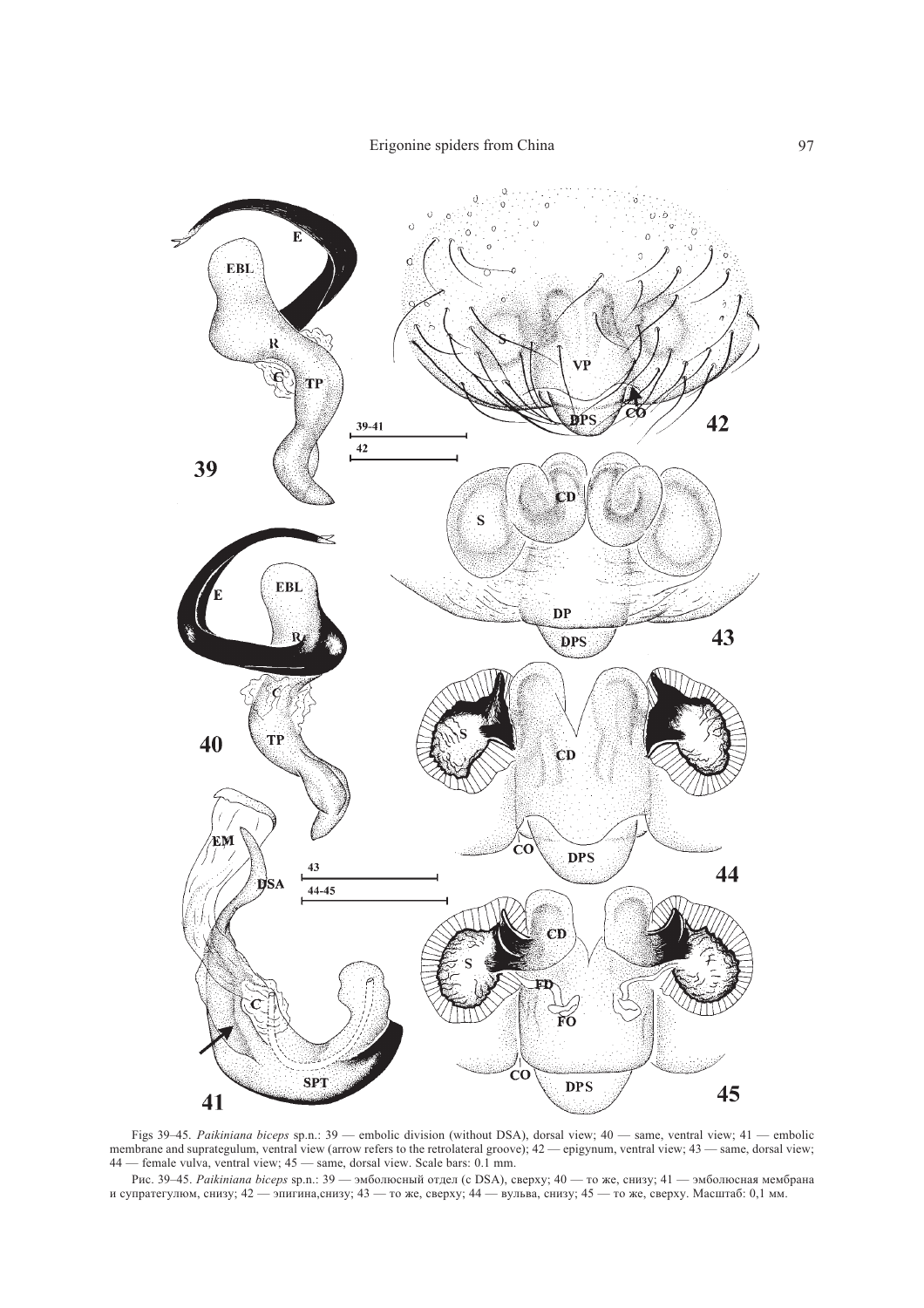Figs 39–45. *Paikiniana biceps* sp.n.: 39 — embolic division (without DSA), dorsal view; 40 — same, ventral view; 41 — embolic membrane and suprategulum, ventral view (arrow refers to the retrolateral groove); 42 — epigynum, ventral view; 43 — same, dorsal view; 44 — female vulva, ventral view; 45 — same, dorsal view. Scale bars: 0.1 mm.

Рис. 39–45. *Paikiniana biceps* sp.n.: 39 — эмболюсный отдел (с DSA), сверху; 40 — то же, снизу; 41 — эмболюсная мембрана и супратегулюм, снизу; 42 — эпигина,снизу; 43 — то же, сверху; 44 — вульва, снизу; 45 — то же, сверху. Масштаб: 0,1 мм.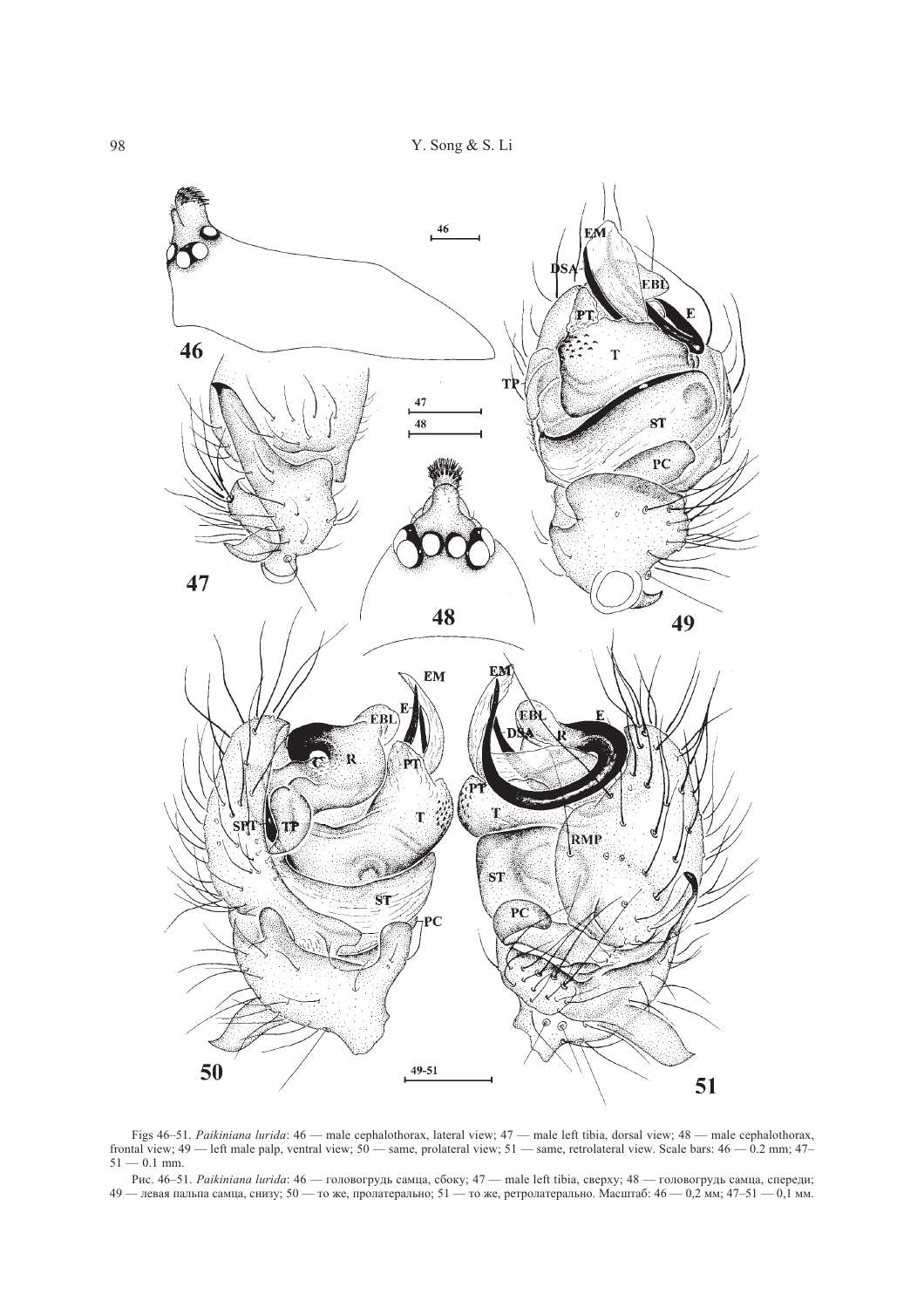Figs 46–51. *Paikiniana lurida*: 46 — male cephalothorax, lateral view; 47 — male left tibia, dorsal view; 48 — male cephalothorax, frontal view; 49 — left male palp, ventral view; 50 — same, prolateral view; 51 — same, retrolateral view. Scale bars: 46 — 0.2 mm; 47–51 — 0.1 mm.

Рис. 46–51. *Paikiniana lurida*: 46 — головогрудь самца, сбоку; 47 — male left tibia, сверху; 48 — головогрудь самца, спереди; 49 — левая пальпа самца, снизу; 50 — то же, пролатерально; 51 — то же, ретролатерально. Масштаб: 46 — 0,2 мм; 47–51 — 0,1 мм.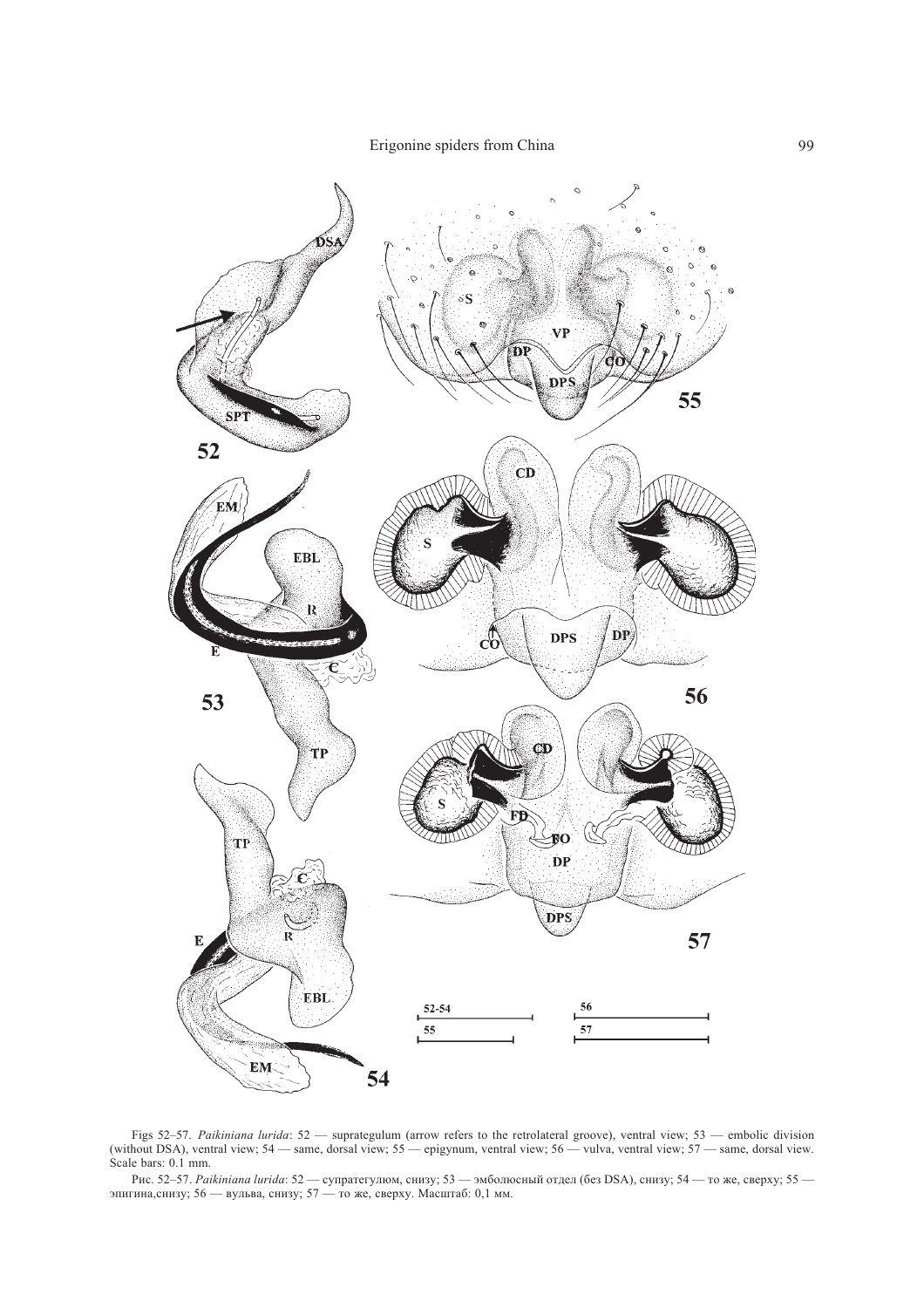Figs 52–57. *Paikiniana lurida*: 52 — suprategulum (arrow refers to the retrolateral groove), ventral view; 53 — embolic division (without DSA), ventral view; 54 — same, dorsal view; 55 — epigynum, ventral view; 56 — vulva, ventral view; 57 — same, dorsal view. Scale bars: 0.1 mm.

Рис. 52–57. *Paikiniana lurida*: 52 — супратегулюм, снизу; 53 — эмболюсный отдел (без DSA), снизу; 54 — то же, сверху; 55 — эпигина,снизу; 56 — вульва, снизу; 57 — то же, сверху. Масштаб: 0,1 мм.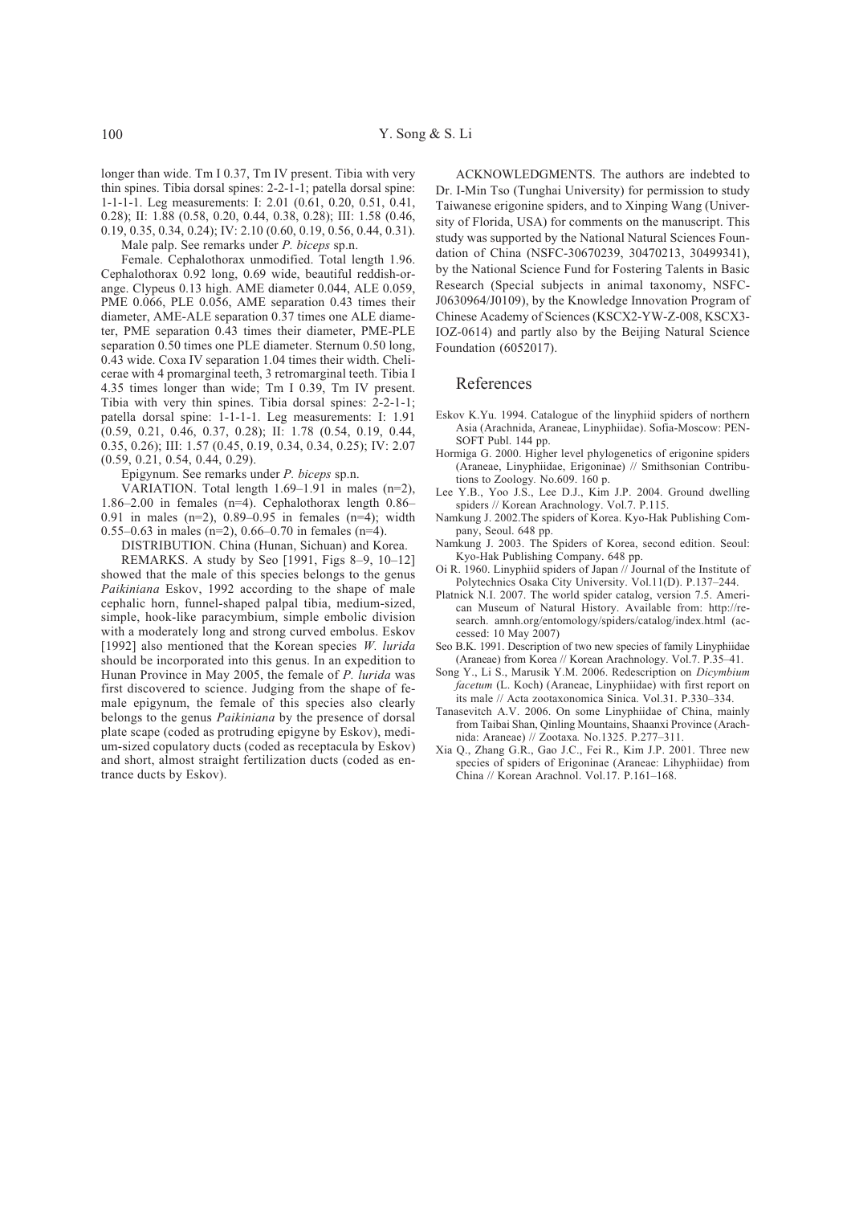longer than wide. Tm I 0.37, Tm IV present. Tibia with very thin spines. Tibia dorsal spines: 2-2-1-1; patella dorsal spine: 1-1-1-1. Leg measurements: I: 2.01 (0.61, 0.20, 0.51, 0.41, 0.28); II: 1.88 (0.58, 0.20, 0.44, 0.38, 0.28); III: 1.58 (0.46, 0.19, 0.35, 0.34, 0.24); IV: 2.10 (0.60, 0.19, 0.56, 0.44, 0.31).

Male palp. See remarks under *P. biceps* sp.n.

Female. Cephalothorax unmodified. Total length 1.96. Cephalothorax 0.92 long, 0.69 wide, beautiful reddish-orange. Clypeus 0.13 high. AME diameter 0.044, ALE 0.059, PME 0.066, PLE 0.056, AME separation 0.43 times their diameter, AME-ALE separation 0.37 times one ALE diameter, PME separation 0.43 times their diameter, PME-PLE separation 0.50 times one PLE diameter. Sternum 0.50 long, 0.43 wide. Coxa IV separation 1.04 times their width. Chelicerae with 4 promarginal teeth, 3 retromarginal teeth. Tibia I 4.35 times longer than wide; Tm I 0.39, Tm IV present. Tibia with very thin spines. Tibia dorsal spines: 2-2-1-1; patella dorsal spine: 1-1-1-1. Leg measurements: I: 1.91 (0.59, 0.21, 0.46, 0.37, 0.28); II: 1.78 (0.54, 0.19, 0.44, 0.35, 0.26); III: 1.57 (0.45, 0.19, 0.34, 0.34, 0.25); IV: 2.07 (0.59, 0.21, 0.54, 0.44, 0.29).

Epigynum. See remarks under *P. biceps* sp.n.

VARIATION. Total length 1.69–1.91 in males (n=2), 1.86–2.00 in females (n=4). Cephalothorax length 0.86–0.91 in males (n=2), 0.89–0.95 in females (n=4); width 0.55–0.63 in males (n=2), 0.66–0.70 in females (n=4).

DISTRIBUTION. China (Hunan, Sichuan) and Korea.

REMARKS. A study by Seo [1991, Figs 8–9, 10–12] showed that the male of this species belongs to the genus *Paikiniana* Eskov, 1992 according to the shape of male cephalic horn, funnel-shaped palpal tibia, medium-sized, simple, hook-like paracymbium, simple embolic division with a moderately long and strong curved embolus. Eskov [1992] also mentioned that the Korean species *W. lurida* should be incorporated into this genus. In an expedition to Hunan Province in May 2005, the female of *P. lurida* was first discovered to science. Judging from the shape of female epigynum, the female of this species also clearly belongs to the genus *Paikiniana* by the presence of dorsal plate scape (coded as protruding epigyne by Eskov), medium-sized copulatory ducts (coded as receptacula by Eskov) and short, almost straight fertilization ducts (coded as entrance ducts by Eskov).

ACKNOWLEDGMENTS. The authors are indebted to Dr. I-Min Tso (Tunghai University) for permission to study Taiwanese erigonine spiders, and to Xinping Wang (University of Florida, USA) for comments on the manuscript. This study was supported by the National Natural Sciences Foundation of China (NSFC-30670239, 30470213, 30499341), by the National Science Fund for Fostering Talents in Basic Research (Special subjects in animal taxonomy, NSFC-J0630964/J0109), by the Knowledge Innovation Program of Chinese Academy of Sciences (KSCX2-YW-Z-008, KSCX3-IOZ-0614) and partly also by the Beijing Natural Science Foundation (6052017).

## References

Eskov K.Yu. 1994. Catalogue of the linyphiid spiders of northern Asia (Arachnida, Araneae, Linyphiidae). Sofia-Moscow: PENSOFT Publ. 144 pp.

Hormiga G. 2000. Higher level phylogenetics of erigonine spiders (Araneae, Linyphiidae, Erigoninae) // Smithsonian Contributions to Zoology. No.609. 160 p.

Lee Y.B., Yoo J.S., Lee D.J., Kim J.P. 2004. Ground dwelling spiders // Korean Arachnology. Vol.7. P.115.

Namkung J. 2002.The spiders of Korea. Kyo-Hak Publishing Company, Seoul. 648 pp.

Namkung J. 2003. The Spiders of Korea, second edition. Seoul: Kyo-Hak Publishing Company. 648 pp.

Oi R. 1960. Linyphiid spiders of Japan // Journal of the Institute of Polytechnics Osaka City University. Vol.11(D). P.137–244.

Platnick N.I. 2007. The world spider catalog, version 7.5. American Museum of Natural History. Available from: http://research. amnh.org/entomology/spiders/catalog/index.html (accessed: 10 May 2007)

Seo B.K. 1991. Description of two new species of family Linyphiidae (Araneae) from Korea // Korean Arachnology. Vol.7. P.35–41.

Song Y., Li S., Marusik Y.M. 2006. Redescription on *Dicymbium facetum* (L. Koch) (Araneae, Linyphiidae) with first report on its male // Acta zootaxonomica Sinica. Vol.31. P.330–334.

Tanasevitch A.V. 2006. On some Linyphiidae of China, mainly from Taibai Shan, Qinling Mountains, Shaanxi Province (Arachnida: Araneae) // Zootaxa*.* No.1325. P.277–311.

Xia Q., Zhang G.R., Gao J.C., Fei R., Kim J.P. 2001. Three new species of spiders of Erigoninae (Araneae: Lihyphiidae) from China // Korean Arachnol. Vol.17. P.161–168.